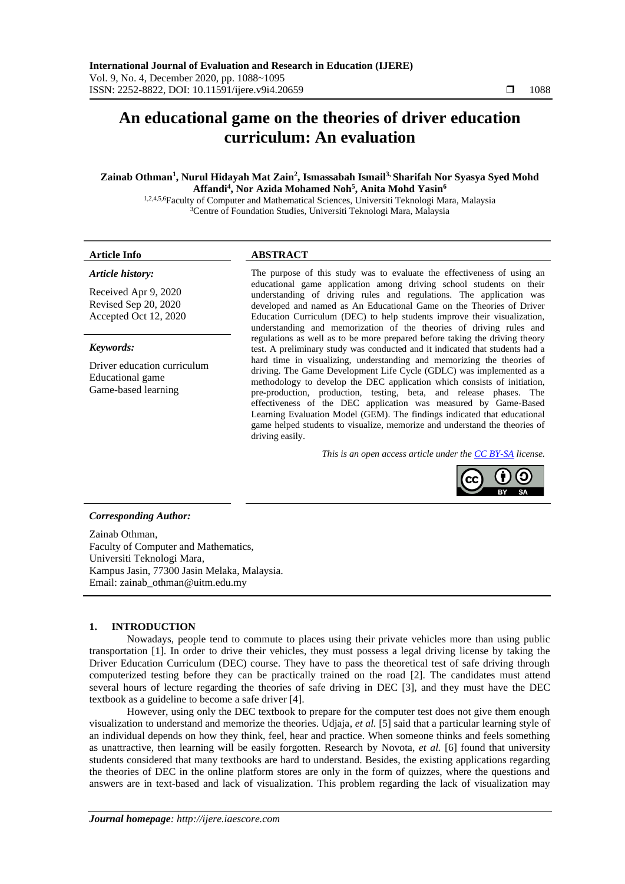# An educational game on the theories of driver education curriculum: An evaluation

**Zainab Othman[1], Nurul Hidayah Mat Zain[2], Ismassabah Ismail[3], Sharifah Nor Syasya Syed Mohd Affandi[4], Nor Azida Mohamed Noh[5], Anita Mohd Yasin[6]**

[1,2,4,5,6]Faculty of Computer and Mathematical Sciences, Universiti Teknologi Mara, Malaysia
[3]Centre of Foundation Studies, Universiti Teknologi Mara, Malaysia

**Article Info**

*Article history:*

Received Apr 9, 2020
Revised Sep 20, 2020
Accepted Oct 12, 2020

*Keywords:*

Driver education curriculum
Educational game
Game-based learning

**ABSTRACT**

The purpose of this study was to evaluate the effectiveness of using an educational game application among driving school students on their understanding of driving rules and regulations. The application was developed and named as An Educational Game on the Theories of Driver Education Curriculum (DEC) to help students improve their visualization, understanding and memorization of the theories of driving rules and regulations as well as to be more prepared before taking the driving theory test. A preliminary study was conducted and it indicated that students had a hard time in visualizing, understanding and memorizing the theories of driving. The Game Development Life Cycle (GDLC) was implemented as a methodology to develop the DEC application which consists of initiation, pre-production, production, testing, beta, and release phases. The effectiveness of the DEC application was measured by Game-Based Learning Evaluation Model (GEM). The findings indicated that educational game helped students to visualize, memorize and understand the theories of driving easily.

*This is an open access article under the CC BY-SA license.*

***Corresponding Author:***

Zainab Othman,
Faculty of Computer and Mathematics,
Universiti Teknologi Mara,
Kampus Jasin, 77300 Jasin Melaka, Malaysia.
Email: zainab_othman@uitm.edu.my

## 1. INTRODUCTION

Nowadays, people tend to commute to places using their private vehicles more than using public transportation [1]. In order to drive their vehicles, they must possess a legal driving license by taking the Driver Education Curriculum (DEC) course. They have to pass the theoretical test of safe driving through computerized testing before they can be practically trained on the road [2]. The candidates must attend several hours of lecture regarding the theories of safe driving in DEC [3], and they must have the DEC textbook as a guideline to become a safe driver [4].

However, using only the DEC textbook to prepare for the computer test does not give them enough visualization to understand and memorize the theories. Udjaja, *et al.* [5] said that a particular learning style of an individual depends on how they think, feel, hear and practice. When someone thinks and feels something as unattractive, then learning will be easily forgotten. Research by Novota, *et al.* [6] found that university students considered that many textbooks are hard to understand. Besides, the existing applications regarding the theories of DEC in the online platform stores are only in the form of quizzes, where the questions and answers are in text-based and lack of visualization. This problem regarding the lack of visualization may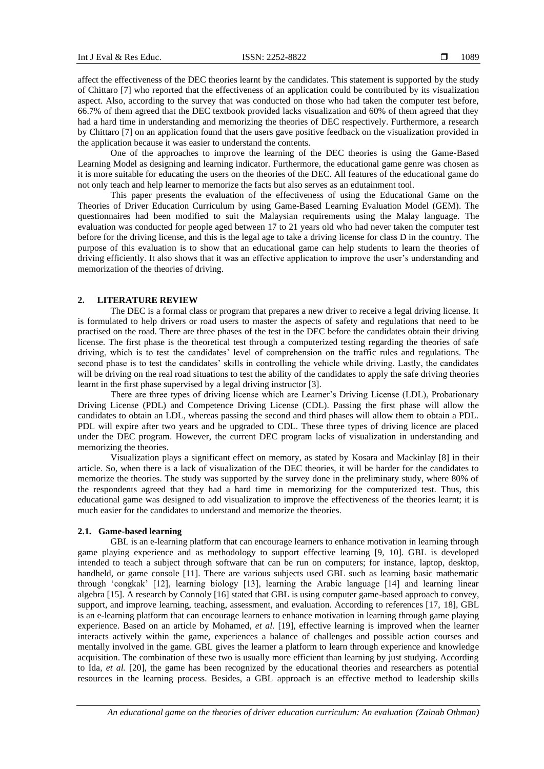affect the effectiveness of the DEC theories learnt by the candidates. This statement is supported by the study of Chittaro [7] who reported that the effectiveness of an application could be contributed by its visualization aspect. Also, according to the survey that was conducted on those who had taken the computer test before, 66.7% of them agreed that the DEC textbook provided lacks visualization and 60% of them agreed that they had a hard time in understanding and memorizing the theories of DEC respectively. Furthermore, a research by Chittaro [7] on an application found that the users gave positive feedback on the visualization provided in the application because it was easier to understand the contents.

One of the approaches to improve the learning of the DEC theories is using the Game-Based Learning Model as designing and learning indicator. Furthermore, the educational game genre was chosen as it is more suitable for educating the users on the theories of the DEC. All features of the educational game do not only teach and help learner to memorize the facts but also serves as an edutainment tool.

This paper presents the evaluation of the effectiveness of using the Educational Game on the Theories of Driver Education Curriculum by using Game-Based Learning Evaluation Model (GEM). The questionnaires had been modified to suit the Malaysian requirements using the Malay language. The evaluation was conducted for people aged between 17 to 21 years old who had never taken the computer test before for the driving license, and this is the legal age to take a driving license for class D in the country. The purpose of this evaluation is to show that an educational game can help students to learn the theories of driving efficiently. It also shows that it was an effective application to improve the user's understanding and memorization of the theories of driving.

## 2. LITERATURE REVIEW

The DEC is a formal class or program that prepares a new driver to receive a legal driving license. It is formulated to help drivers or road users to master the aspects of safety and regulations that need to be practised on the road. There are three phases of the test in the DEC before the candidates obtain their driving license. The first phase is the theoretical test through a computerized testing regarding the theories of safe driving, which is to test the candidates' level of comprehension on the traffic rules and regulations. The second phase is to test the candidates' skills in controlling the vehicle while driving. Lastly, the candidates will be driving on the real road situations to test the ability of the candidates to apply the safe driving theories learnt in the first phase supervised by a legal driving instructor [3].

There are three types of driving license which are Learner's Driving License (LDL), Probationary Driving License (PDL) and Competence Driving License (CDL). Passing the first phase will allow the candidates to obtain an LDL, whereas passing the second and third phases will allow them to obtain a PDL. PDL will expire after two years and be upgraded to CDL. These three types of driving licence are placed under the DEC program. However, the current DEC program lacks of visualization in understanding and memorizing the theories.

Visualization plays a significant effect on memory, as stated by Kosara and Mackinlay [8] in their article. So, when there is a lack of visualization of the DEC theories, it will be harder for the candidates to memorize the theories. The study was supported by the survey done in the preliminary study, where 80% of the respondents agreed that they had a hard time in memorizing for the computerized test. Thus, this educational game was designed to add visualization to improve the effectiveness of the theories learnt; it is much easier for the candidates to understand and memorize the theories.

### 2.1. Game-based learning

GBL is an e-learning platform that can encourage learners to enhance motivation in learning through game playing experience and as methodology to support effective learning [9, 10]. GBL is developed intended to teach a subject through software that can be run on computers; for instance, laptop, desktop, handheld, or game console [11]. There are various subjects used GBL such as learning basic mathematic through 'congkak' [12], learning biology [13], learning the Arabic language [14] and learning linear algebra [15]. A research by Connoly [16] stated that GBL is using computer game-based approach to convey, support, and improve learning, teaching, assessment, and evaluation. According to references [17, 18], GBL is an e-learning platform that can encourage learners to enhance motivation in learning through game playing experience. Based on an article by Mohamed, *et al.* [19], effective learning is improved when the learner interacts actively within the game, experiences a balance of challenges and possible action courses and mentally involved in the game. GBL gives the learner a platform to learn through experience and knowledge acquisition. The combination of these two is usually more efficient than learning by just studying. According to Ida, *et al.* [20], the game has been recognized by the educational theories and researchers as potential resources in the learning process. Besides, a GBL approach is an effective method to leadership skills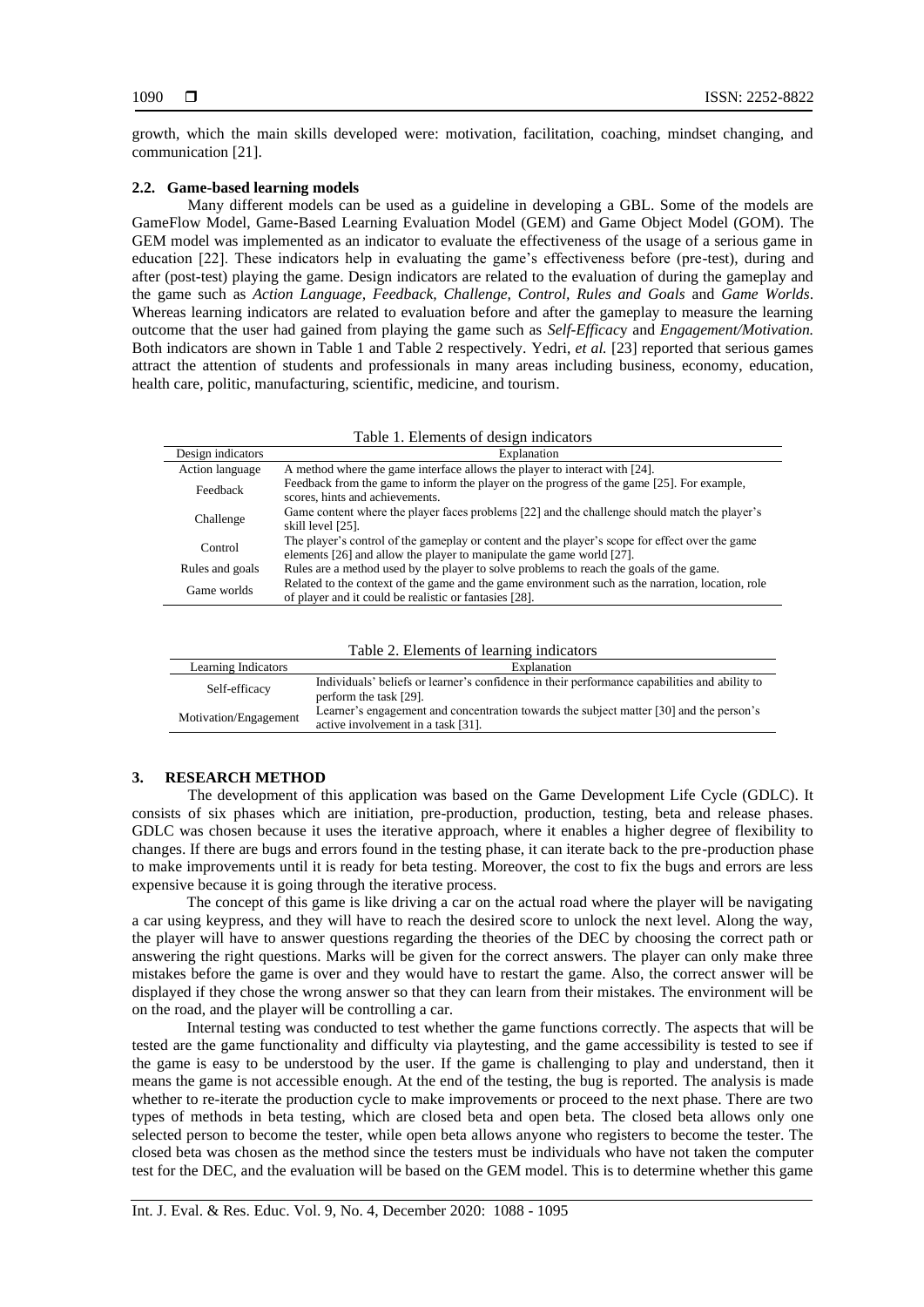growth, which the main skills developed were: motivation, facilitation, coaching, mindset changing, and communication [21].

### 2.2. Game-based learning models

Many different models can be used as a guideline in developing a GBL. Some of the models are GameFlow Model, Game-Based Learning Evaluation Model (GEM) and Game Object Model (GOM). The GEM model was implemented as an indicator to evaluate the effectiveness of the usage of a serious game in education [22]. These indicators help in evaluating the game's effectiveness before (pre-test), during and after (post-test) playing the game. Design indicators are related to the evaluation of during the gameplay and the game such as *Action Language, Feedback, Challenge, Control, Rules and Goals* and *Game Worlds*. Whereas learning indicators are related to evaluation before and after the gameplay to measure the learning outcome that the user had gained from playing the game such as *Self-Efficac*y and *Engagement/Motivation.* Both indicators are shown in Table 1 and Table 2 respectively. Yedri, *et al.* [23] reported that serious games attract the attention of students and professionals in many areas including business, economy, education, health care, politic, manufacturing, scientific, medicine, and tourism.

Table 1. Elements of design indicators

| Design indicators | Explanation |
|---|---|
| Action language | A method where the game interface allows the player to interact with [24]. |
| Feedback | Feedback from the game to inform the player on the progress of the game [25]. For example, scores, hints and achievements. |
| Challenge | Game content where the player faces problems [22] and the challenge should match the player's skill level [25]. |
| Control | The player's control of the gameplay or content and the player's scope for effect over the game elements [26] and allow the player to manipulate the game world [27]. |
| Rules and goals | Rules are a method used by the player to solve problems to reach the goals of the game. |
| Game worlds | Related to the context of the game and the game environment such as the narration, location, role of player and it could be realistic or fantasies [28]. |

Table 2. Elements of learning indicators

| Learning Indicators | Explanation |
|---|---|
| Self-efficacy | Individuals' beliefs or learner's confidence in their performance capabilities and ability to perform the task [29]. |
| Motivation/Engagement | Learner's engagement and concentration towards the subject matter [30] and the person's active involvement in a task [31]. |

## 3. RESEARCH METHOD

The development of this application was based on the Game Development Life Cycle (GDLC). It consists of six phases which are initiation, pre-production, production, testing, beta and release phases. GDLC was chosen because it uses the iterative approach, where it enables a higher degree of flexibility to changes. If there are bugs and errors found in the testing phase, it can iterate back to the pre-production phase to make improvements until it is ready for beta testing. Moreover, the cost to fix the bugs and errors are less expensive because it is going through the iterative process.

The concept of this game is like driving a car on the actual road where the player will be navigating a car using keypress, and they will have to reach the desired score to unlock the next level. Along the way, the player will have to answer questions regarding the theories of the DEC by choosing the correct path or answering the right questions. Marks will be given for the correct answers. The player can only make three mistakes before the game is over and they would have to restart the game. Also, the correct answer will be displayed if they chose the wrong answer so that they can learn from their mistakes. The environment will be on the road, and the player will be controlling a car.

Internal testing was conducted to test whether the game functions correctly. The aspects that will be tested are the game functionality and difficulty via playtesting, and the game accessibility is tested to see if the game is easy to be understood by the user. If the game is challenging to play and understand, then it means the game is not accessible enough. At the end of the testing, the bug is reported. The analysis is made whether to re-iterate the production cycle to make improvements or proceed to the next phase. There are two types of methods in beta testing, which are closed beta and open beta. The closed beta allows only one selected person to become the tester, while open beta allows anyone who registers to become the tester. The closed beta was chosen as the method since the testers must be individuals who have not taken the computer test for the DEC, and the evaluation will be based on the GEM model. This is to determine whether this game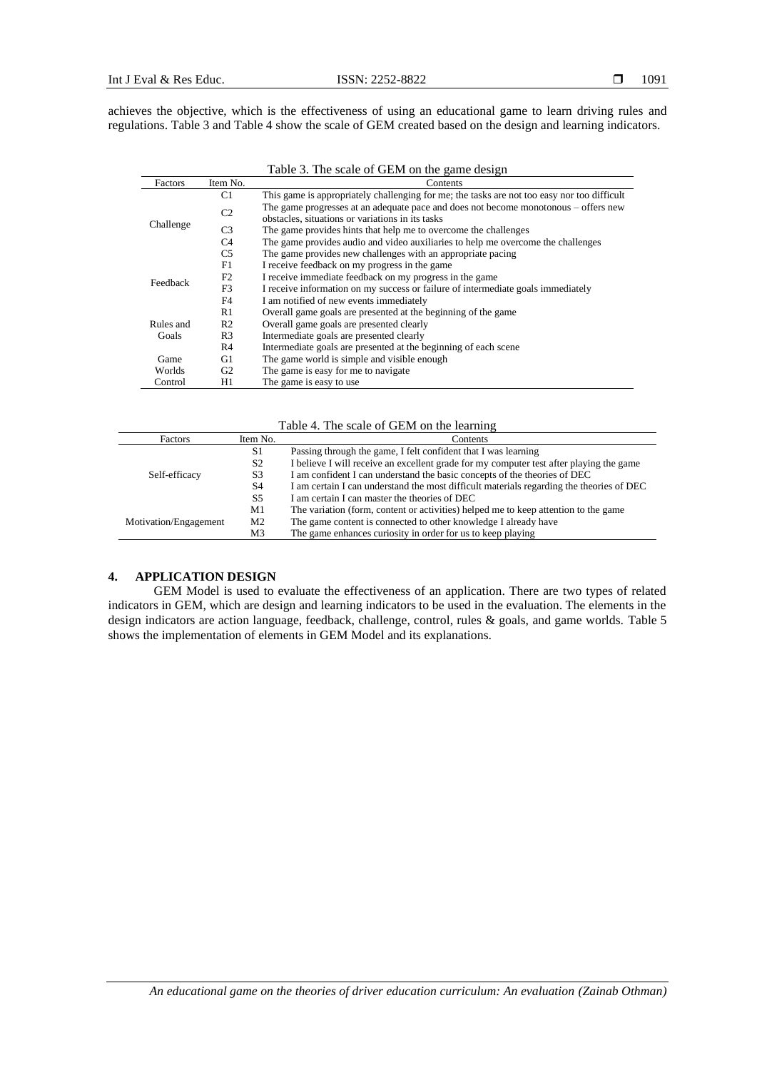achieves the objective, which is the effectiveness of using an educational game to learn driving rules and regulations. Table 3 and Table 4 show the scale of GEM created based on the design and learning indicators.

Table 3. The scale of GEM on the game design

| Factors | Item No. | Contents |
|---|---|---|
| Challenge | C1 | This game is appropriately challenging for me; the tasks are not too easy nor too difficult |
| | C2 | The game progresses at an adequate pace and does not become monotonous – offers new obstacles, situations or variations in its tasks |
| | C3 | The game provides hints that help me to overcome the challenges |
| | C4 | The game provides audio and video auxiliaries to help me overcome the challenges |
| | C5 | The game provides new challenges with an appropriate pacing |
| Feedback | F1 | I receive feedback on my progress in the game |
| | F2 | I receive immediate feedback on my progress in the game |
| | F3 | I receive information on my success or failure of intermediate goals immediately |
| | F4 | I am notified of new events immediately |
| Rules and Goals | R1 | Overall game goals are presented at the beginning of the game |
| | R2 | Overall game goals are presented clearly |
| | R3 | Intermediate goals are presented clearly |
| | R4 | Intermediate goals are presented at the beginning of each scene |
| Game Worlds | G1 | The game world is simple and visible enough |
| | G2 | The game is easy for me to navigate |
| Control | H1 | The game is easy to use |

Table 4. The scale of GEM on the learning

| Factors | Item No. | Contents |
|---|---|---|
| Self-efficacy | S1 | Passing through the game, I felt confident that I was learning |
| | S2 | I believe I will receive an excellent grade for my computer test after playing the game |
| | S3 | I am confident I can understand the basic concepts of the theories of DEC |
| | S4 | I am certain I can understand the most difficult materials regarding the theories of DEC |
| | S5 | I am certain I can master the theories of DEC |
| Motivation/Engagement | M1 | The variation (form, content or activities) helped me to keep attention to the game |
| | M2 | The game content is connected to other knowledge I already have |
| | M3 | The game enhances curiosity in order for us to keep playing |

## 4. APPLICATION DESIGN

GEM Model is used to evaluate the effectiveness of an application. There are two types of related indicators in GEM, which are design and learning indicators to be used in the evaluation. The elements in the design indicators are action language, feedback, challenge, control, rules & goals, and game worlds. Table 5 shows the implementation of elements in GEM Model and its explanations.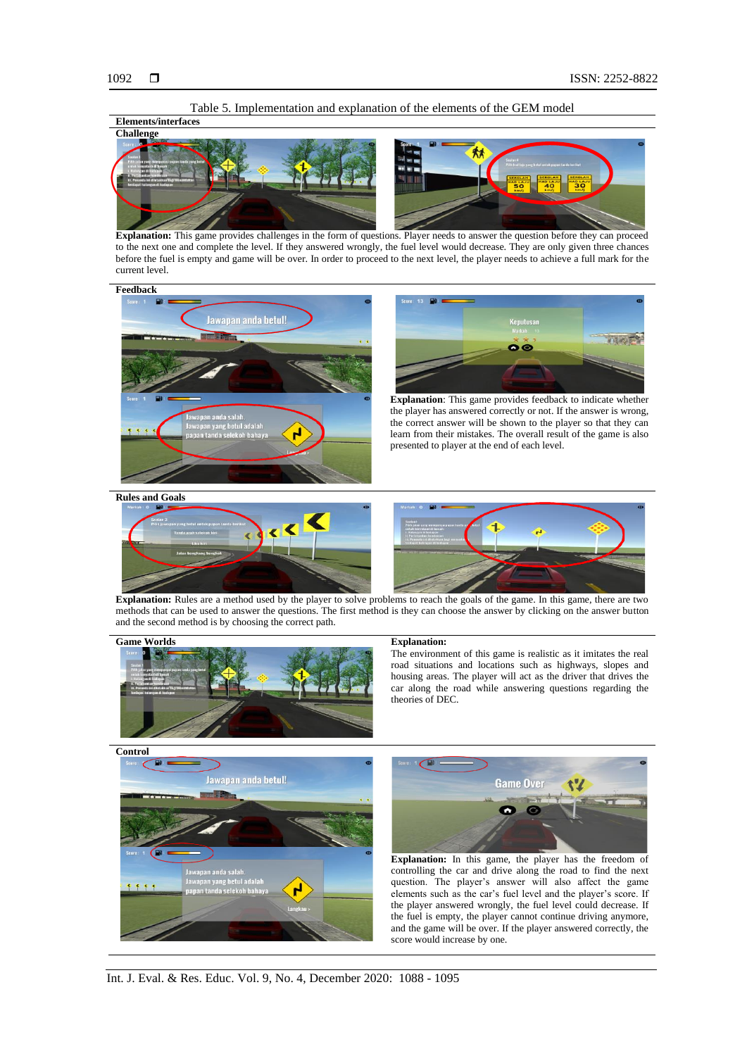Table 5. Implementation and explanation of the elements of the GEM model

**Elements/interfaces**

**Challenge**

**Explanation:** This game provides challenges in the form of questions. Player needs to answer the question before they can proceed to the next one and complete the level. If they answered wrongly, the fuel level would decrease. They are only given three chances before the fuel is empty and game will be over. In order to proceed to the next level, the player needs to achieve a full mark for the current level.

**Feedback**

**Explanation**: This game provides feedback to indicate whether the player has answered correctly or not. If the answer is wrong, the correct answer will be shown to the player so that they can learn from their mistakes. The overall result of the game is also presented to player at the end of each level.

**Rules and Goals**

**Explanation:** Rules are a method used by the player to solve problems to reach the goals of the game. In this game, there are two methods that can be used to answer the questions. The first method is they can choose the answer by clicking on the answer button and the second method is by choosing the correct path.

**Game Worlds**

**Explanation:**
The environment of this game is realistic as it imitates the real road situations and locations such as highways, slopes and housing areas. The player will act as the driver that drives the car along the road while answering questions regarding the theories of DEC.

**Control**

**Explanation:** In this game, the player has the freedom of controlling the car and drive along the road to find the next question. The player's answer will also affect the game elements such as the car's fuel level and the player's score. If the player answered wrongly, the fuel level could decrease. If the fuel is empty, the player cannot continue driving anymore, and the game will be over. If the player answered correctly, the score would increase by one.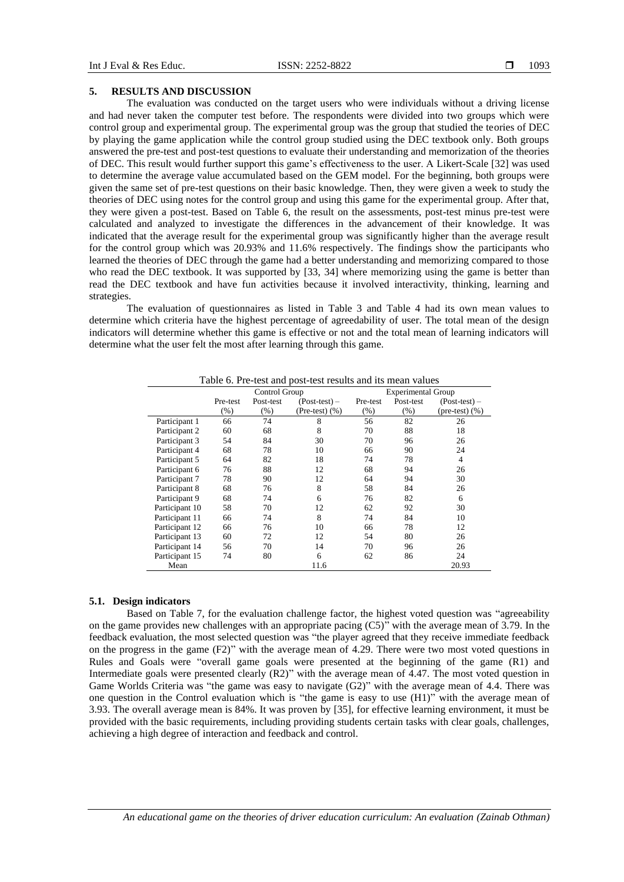## 5. RESULTS AND DISCUSSION

The evaluation was conducted on the target users who were individuals without a driving license and had never taken the computer test before. The respondents were divided into two groups which were control group and experimental group. The experimental group was the group that studied the teories of DEC by playing the game application while the control group studied using the DEC textbook only. Both groups answered the pre-test and post-test questions to evaluate their understanding and memorization of the theories of DEC. This result would further support this game's effectiveness to the user. A Likert-Scale [32] was used to determine the average value accumulated based on the GEM model. For the beginning, both groups were given the same set of pre-test questions on their basic knowledge. Then, they were given a week to study the theories of DEC using notes for the control group and using this game for the experimental group. After that, they were given a post-test. Based on Table 6, the result on the assessments, post-test minus pre-test were calculated and analyzed to investigate the differences in the advancement of their knowledge. It was indicated that the average result for the experimental group was significantly higher than the average result for the control group which was 20.93% and 11.6% respectively. The findings show the participants who learned the theories of DEC through the game had a better understanding and memorizing compared to those who read the DEC textbook. It was supported by [33, 34] where memorizing using the game is better than read the DEC textbook and have fun activities because it involved interactivity, thinking, learning and strategies.

The evaluation of questionnaires as listed in Table 3 and Table 4 had its own mean values to determine which criteria have the highest percentage of agreedability of user. The total mean of the design indicators will determine whether this game is effective or not and the total mean of learning indicators will determine what the user felt the most after learning through this game.

Table 6. Pre-test and post-test results and its mean values

| | Control Group | | | Experimental Group | | |
|---|---|---|---|---|---|---|
| | Pre-test (%) | Post-test (%) | (Post-test) – (Pre-test) (%) | Pre-test (%) | Post-test (%) | (Post-test) – (pre-test) (%) |
| Participant 1 | 66 | 74 | 8 | 56 | 82 | 26 |
| Participant 2 | 60 | 68 | 8 | 70 | 88 | 18 |
| Participant 3 | 54 | 84 | 30 | 70 | 96 | 26 |
| Participant 4 | 68 | 78 | 10 | 66 | 90 | 24 |
| Participant 5 | 64 | 82 | 18 | 74 | 78 | 4 |
| Participant 6 | 76 | 88 | 12 | 68 | 94 | 26 |
| Participant 7 | 78 | 90 | 12 | 64 | 94 | 30 |
| Participant 8 | 68 | 76 | 8 | 58 | 84 | 26 |
| Participant 9 | 68 | 74 | 6 | 76 | 82 | 6 |
| Participant 10 | 58 | 70 | 12 | 62 | 92 | 30 |
| Participant 11 | 66 | 74 | 8 | 74 | 84 | 10 |
| Participant 12 | 66 | 76 | 10 | 66 | 78 | 12 |
| Participant 13 | 60 | 72 | 12 | 54 | 80 | 26 |
| Participant 14 | 56 | 70 | 14 | 70 | 96 | 26 |
| Participant 15 | 74 | 80 | 6 | 62 | 86 | 24 |
| Mean | | | 11.6 | | | 20.93 |

### 5.1. Design indicators

Based on Table 7, for the evaluation challenge factor, the highest voted question was "agreeability on the game provides new challenges with an appropriate pacing (C5)" with the average mean of 3.79. In the feedback evaluation, the most selected question was "the player agreed that they receive immediate feedback on the progress in the game (F2)" with the average mean of 4.29. There were two most voted questions in Rules and Goals were "overall game goals were presented at the beginning of the game (R1) and Intermediate goals were presented clearly (R2)" with the average mean of 4.47. The most voted question in Game Worlds Criteria was "the game was easy to navigate (G2)" with the average mean of 4.4. There was one question in the Control evaluation which is "the game is easy to use (H1)" with the average mean of 3.93. The overall average mean is 84%. It was proven by [35], for effective learning environment, it must be provided with the basic requirements, including providing students certain tasks with clear goals, challenges, achieving a high degree of interaction and feedback and control.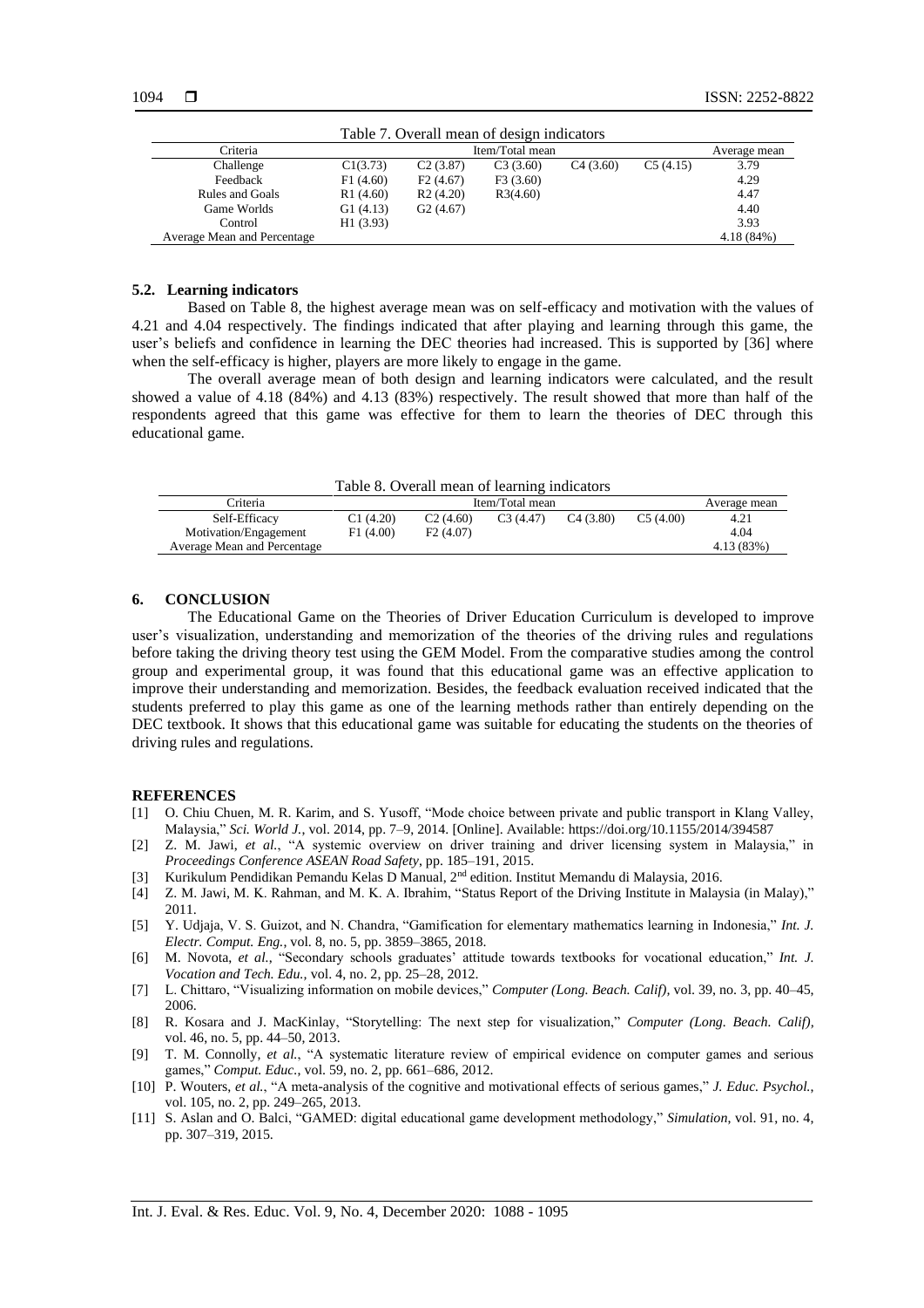Table 7. Overall mean of design indicators

| Criteria | Item/Total mean | | | | | Average mean |
|---|---|---|---|---|---|---|
| Challenge | C1(3.73) | C2 (3.87) | C3 (3.60) | C4 (3.60) | C5 (4.15) | 3.79 |
| Feedback | F1 (4.60) | F2 (4.67) | F3 (3.60) | | | 4.29 |
| Rules and Goals | R1 (4.60) | R2 (4.20) | R3(4.60) | | | 4.47 |
| Game Worlds | G1 (4.13) | G2 (4.67) | | | | 4.40 |
| Control | H1 (3.93) | | | | | 3.93 |
| Average Mean and Percentage | | | | | | 4.18 (84%) |

### 5.2. Learning indicators

Based on Table 8, the highest average mean was on self-efficacy and motivation with the values of 4.21 and 4.04 respectively. The findings indicated that after playing and learning through this game, the user's beliefs and confidence in learning the DEC theories had increased. This is supported by [36] where when the self-efficacy is higher, players are more likely to engage in the game.

The overall average mean of both design and learning indicators were calculated, and the result showed a value of 4.18 (84%) and 4.13 (83%) respectively. The result showed that more than half of the respondents agreed that this game was effective for them to learn the theories of DEC through this educational game.

Table 8. Overall mean of learning indicators

| Criteria | Item/Total mean | | | | | Average mean |
|---|---|---|---|---|---|---|
| Self-Efficacy | C1 (4.20) | C2 (4.60) | C3 (4.47) | C4 (3.80) | C5 (4.00) | 4.21 |
| Motivation/Engagement | F1 (4.00) | F2 (4.07) | | | | 4.04 |
| Average Mean and Percentage | | | | | | 4.13 (83%) |

## 6. CONCLUSION

The Educational Game on the Theories of Driver Education Curriculum is developed to improve user's visualization, understanding and memorization of the theories of the driving rules and regulations before taking the driving theory test using the GEM Model. From the comparative studies among the control group and experimental group, it was found that this educational game was an effective application to improve their understanding and memorization. Besides, the feedback evaluation received indicated that the students preferred to play this game as one of the learning methods rather than entirely depending on the DEC textbook. It shows that this educational game was suitable for educating the students on the theories of driving rules and regulations.

## REFERENCES

[1] O. Chiu Chuen, M. R. Karim, and S. Yusoff, "Mode choice between private and public transport in Klang Valley, Malaysia," *Sci. World J.*, vol. 2014, pp. 7–9, 2014. [Online]. Available: https://doi.org/10.1155/2014/394587

[2] Z. M. Jawi, *et al.*, "A systemic overview on driver training and driver licensing system in Malaysia," in *Proceedings Conference ASEAN Road Safety*, pp. 185–191, 2015.

[3] Kurikulum Pendidikan Pemandu Kelas D Manual, 2nd edition. Institut Memandu di Malaysia, 2016.

[4] Z. M. Jawi, M. K. Rahman, and M. K. A. Ibrahim, "Status Report of the Driving Institute in Malaysia (in Malay)," 2011.

[5] Y. Udjaja, V. S. Guizot, and N. Chandra, "Gamification for elementary mathematics learning in Indonesia," *Int. J. Electr. Comput. Eng.*, vol. 8, no. 5, pp. 3859–3865, 2018.

[6] M. Novota, *et al.*, "Secondary schools graduates' attitude towards textbooks for vocational education," *Int. J. Vocation and Tech. Edu.*, vol. 4, no. 2, pp. 25–28, 2012.

[7] L. Chittaro, "Visualizing information on mobile devices," *Computer (Long. Beach. Calif)*, vol. 39, no. 3, pp. 40–45, 2006.

[8] R. Kosara and J. MacKinlay, "Storytelling: The next step for visualization," *Computer (Long. Beach. Calif)*, vol. 46, no. 5, pp. 44–50, 2013.

[9] T. M. Connolly, *et al.*, "A systematic literature review of empirical evidence on computer games and serious games," *Comput. Educ.*, vol. 59, no. 2, pp. 661–686, 2012.

[10] P. Wouters, *et al.*, "A meta-analysis of the cognitive and motivational effects of serious games," *J. Educ. Psychol.*, vol. 105, no. 2, pp. 249–265, 2013.

[11] S. Aslan and O. Balci, "GAMED: digital educational game development methodology," *Simulation*, vol. 91, no. 4, pp. 307–319, 2015.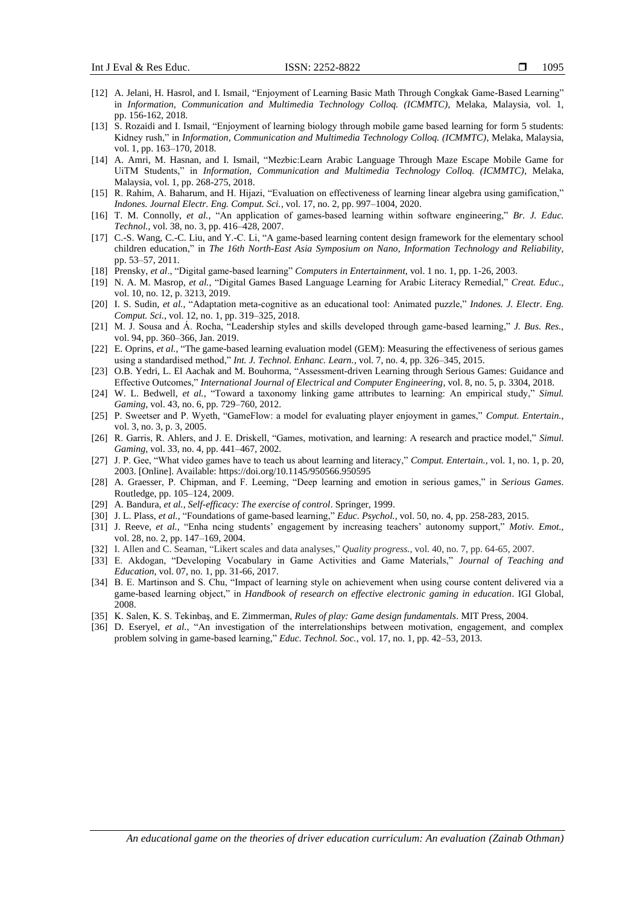[12] A. Jelani, H. Hasrol, and I. Ismail, "Enjoyment of Learning Basic Math Through Congkak Game-Based Learning" in *Information, Communication and Multimedia Technology Colloq. (ICMMTC)*, Melaka, Malaysia, vol. 1, pp. 156-162, 2018.

[13] S. Rozaidi and I. Ismail, "Enjoyment of learning biology through mobile game based learning for form 5 students: Kidney rush," in *Information, Communication and Multimedia Technology Colloq. (ICMMTC)*, Melaka, Malaysia, vol. 1, pp. 163–170, 2018.

[14] A. Amri, M. Hasnan, and I. Ismail, "Mezbic:Learn Arabic Language Through Maze Escape Mobile Game for UiTM Students," in *Information, Communication and Multimedia Technology Colloq. (ICMMTC)*, Melaka, Malaysia, vol. 1, pp. 268-275, 2018.

[15] R. Rahim, A. Baharum, and H. Hijazi, "Evaluation on effectiveness of learning linear algebra using gamification," *Indones. Journal Electr. Eng. Comput. Sci.*, vol. 17, no. 2, pp. 997–1004, 2020.

[16] T. M. Connolly, *et al.*, "An application of games-based learning within software engineering," *Br. J. Educ. Technol.*, vol. 38, no. 3, pp. 416–428, 2007.

[17] C.-S. Wang, C.-C. Liu, and Y.-C. Li, "A game-based learning content design framework for the elementary school children education," in *The 16th North-East Asia Symposium on Nano, Information Technology and Reliability*, pp. 53–57, 2011.

[18] Prensky, *et al*., "Digital game-based learning" *Computers in Entertainment*, vol. 1 no. 1, pp. 1-26, 2003.

[19] N. A. M. Masrop, *et al.*, "Digital Games Based Language Learning for Arabic Literacy Remedial," *Creat. Educ.*, vol. 10, no. 12, p. 3213, 2019.

[20] I. S. Sudin, *et al.*, "Adaptation meta-cognitive as an educational tool: Animated puzzle," *Indones. J. Electr. Eng. Comput. Sci.*, vol. 12, no. 1, pp. 319–325, 2018.

[21] M. J. Sousa and Á. Rocha, "Leadership styles and skills developed through game-based learning," *J. Bus. Res.*, vol. 94, pp. 360–366, Jan. 2019.

[22] E. Oprins, *et al.*, "The game-based learning evaluation model (GEM): Measuring the effectiveness of serious games using a standardised method," *Int. J. Technol. Enhanc. Learn.*, vol. 7, no. 4, pp. 326–345, 2015.

[23] O.B. Yedri, L. El Aachak and M. Bouhorma, "Assessment-driven Learning through Serious Games: Guidance and Effective Outcomes," *International Journal of Electrical and Computer Engineering*, vol. 8, no. 5, p. 3304, 2018.

[24] W. L. Bedwell, *et al.*, "Toward a taxonomy linking game attributes to learning: An empirical study," *Simul. Gaming*, vol. 43, no. 6, pp. 729–760, 2012.

[25] P. Sweetser and P. Wyeth, "GameFlow: a model for evaluating player enjoyment in games," *Comput. Entertain.*, vol. 3, no. 3, p. 3, 2005.

[26] R. Garris, R. Ahlers, and J. E. Driskell, "Games, motivation, and learning: A research and practice model," *Simul. Gaming*, vol. 33, no. 4, pp. 441–467, 2002.

[27] J. P. Gee, "What video games have to teach us about learning and literacy," *Comput. Entertain.*, vol. 1, no. 1, p. 20, 2003. [Online]. Available: https://doi.org/10.1145/950566.950595

[28] A. Graesser, P. Chipman, and F. Leeming, "Deep learning and emotion in serious games," in *Serious Games*. Routledge, pp. 105–124, 2009.

[29] A. Bandura, *et al.*, *Self-efficacy: The exercise of control*. Springer, 1999.

[30] J. L. Plass, *et al.*, "Foundations of game-based learning," *Educ. Psychol.*, vol. 50, no. 4, pp. 258-283, 2015.

[31] J. Reeve, *et al.*, "Enha ncing students' engagement by increasing teachers' autonomy support," *Motiv. Emot.*, vol. 28, no. 2, pp. 147–169, 2004.

[32] I. Allen and C. Seaman, "Likert scales and data analyses," *Quality progress.*, vol. 40, no. 7, pp. 64-65, 2007.

[33] E. Akdogan, "Developing Vocabulary in Game Activities and Game Materials," *Journal of Teaching and Education*, vol. 07, no. 1, pp. 31-66, 2017.

[34] B. E. Martinson and S. Chu, "Impact of learning style on achievement when using course content delivered via a game-based learning object," in *Handbook of research on effective electronic gaming in education*. IGI Global, 2008.

[35] K. Salen, K. S. Tekinbaş, and E. Zimmerman, *Rules of play: Game design fundamentals*. MIT Press, 2004.

[36] D. Eseryel, *et al.*, "An investigation of the interrelationships between motivation, engagement, and complex problem solving in game-based learning," *Educ. Technol. Soc.*, vol. 17, no. 1, pp. 42–53, 2013.